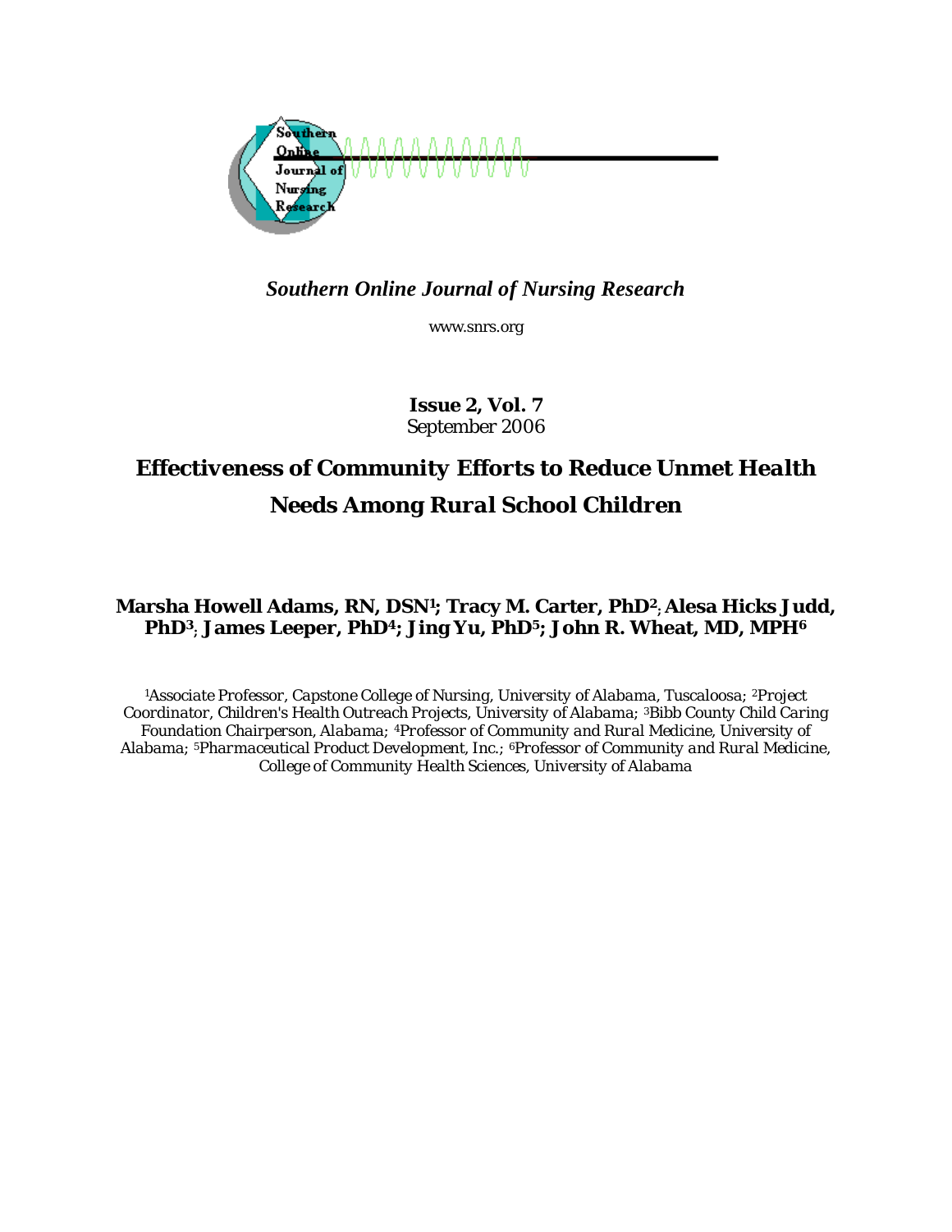*Southern Online Journal of Nursing Research*

www.snrs.org

**Issue 2, Vol. 7**
September 2006

# Effectiveness of Community Efforts to Reduce Unmet Health Needs Among Rural School Children

**Marsha Howell Adams, RN, DSN[1]; Tracy M. Carter, PhD[2]; Alesa Hicks Judd, PhD[3]; James Leeper, PhD[4]; Jing Yu, PhD[5]; John R. Wheat, MD, MPH[6]**

[1]*Associate Professor, Capstone College of Nursing, University of Alabama, Tuscaloosa;* [2]*Project Coordinator, Children's Health Outreach Projects, University of Alabama;* [3]*Bibb County Child Caring Foundation Chairperson, Alabama;* [4]*Professor of Community and Rural Medicine, University of Alabama;* [5]*Pharmaceutical Product Development, Inc.;* [6]*Professor of Community and Rural Medicine, College of Community Health Sciences, University of Alabama*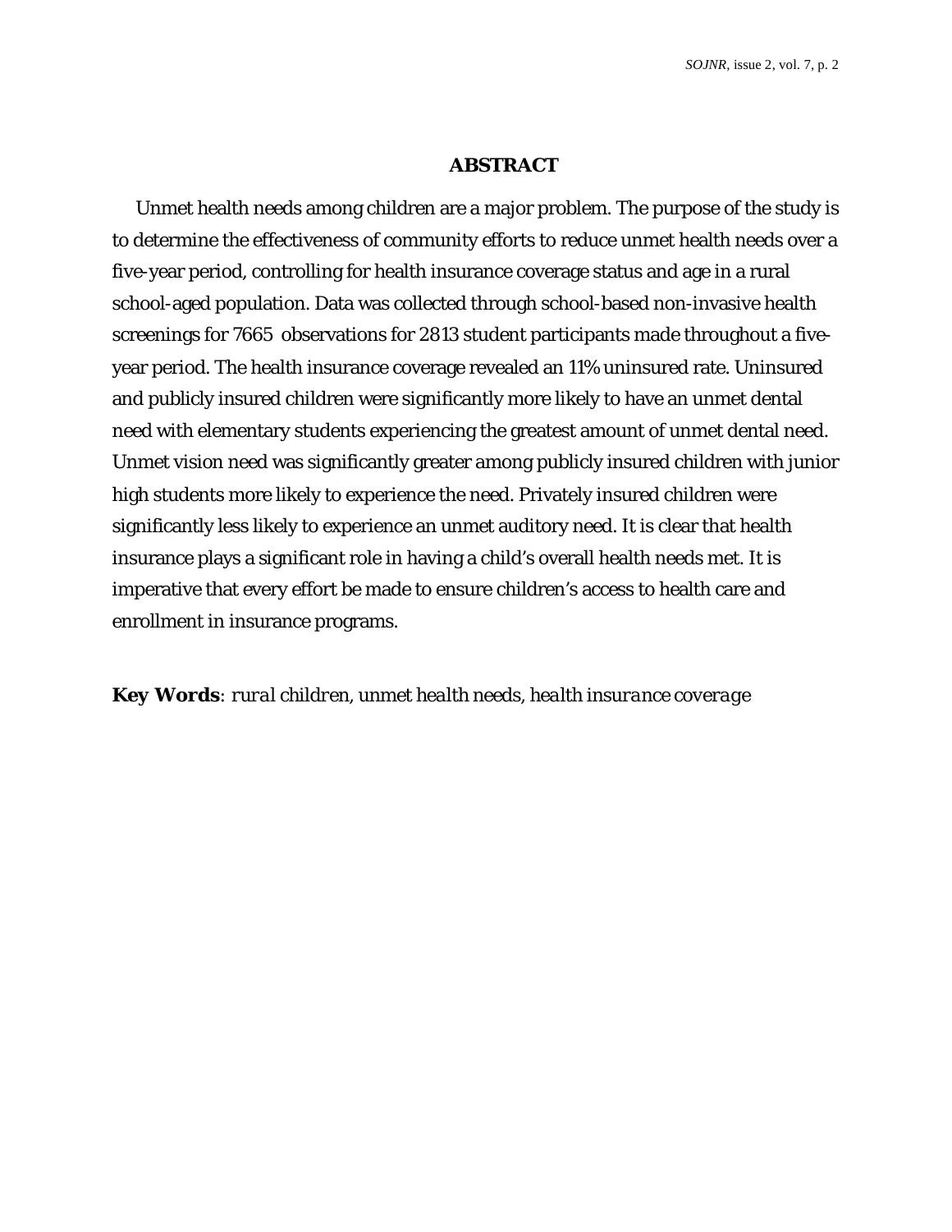## ABSTRACT

Unmet health needs among children are a major problem. The purpose of the study is to determine the effectiveness of community efforts to reduce unmet health needs over a five-year period, controlling for health insurance coverage status and age in a rural school-aged population. Data was collected through school-based non-invasive health screenings for 7665 observations for 2813 student participants made throughout a five-year period. The health insurance coverage revealed an 11% uninsured rate. Uninsured and publicly insured children were significantly more likely to have an unmet dental need with elementary students experiencing the greatest amount of unmet dental need. Unmet vision need was significantly greater among publicly insured children with junior high students more likely to experience the need. Privately insured children were significantly less likely to experience an unmet auditory need. It is clear that health insurance plays a significant role in having a child's overall health needs met. It is imperative that every effort be made to ensure children's access to health care and enrollment in insurance programs.

**Key Words**: *rural children, unmet health needs, health insurance coverage*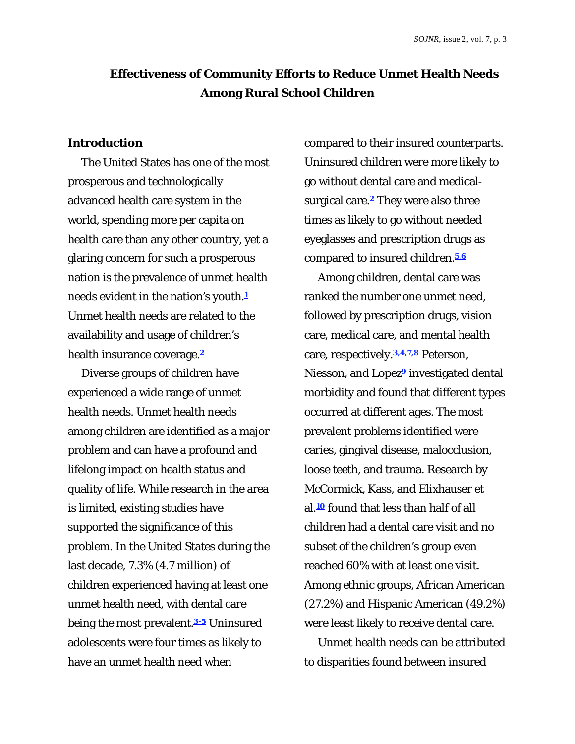# Effectiveness of Community Efforts to Reduce Unmet Health Needs Among Rural School Children

## Introduction

The United States has one of the most prosperous and technologically advanced health care system in the world, spending more per capita on health care than any other country, yet a glaring concern for such a prosperous nation is the prevalence of unmet health needs evident in the nation's youth.[1] Unmet health needs are related to the availability and usage of children's health insurance coverage.[2]

Diverse groups of children have experienced a wide range of unmet health needs. Unmet health needs among children are identified as a major problem and can have a profound and lifelong impact on health status and quality of life. While research in the area is limited, existing studies have supported the significance of this problem. In the United States during the last decade, 7.3% (4.7 million) of children experienced having at least one unmet health need, with dental care being the most prevalent.[3-5] Uninsured adolescents were four times as likely to have an unmet health need when compared to their insured counterparts. Uninsured children were more likely to go without dental care and medical-surgical care.[2] They were also three times as likely to go without needed eyeglasses and prescription drugs as compared to insured children.[5,6]

Among children, dental care was ranked the number one unmet need, followed by prescription drugs, vision care, medical care, and mental health care, respectively.[3,4,7,8] Peterson, Niesson, and Lopez[9] investigated dental morbidity and found that different types occurred at different ages. The most prevalent problems identified were caries, gingival disease, malocclusion, loose teeth, and trauma. Research by McCormick, Kass, and Elixhauser et al.[10] found that less than half of all children had a dental care visit and no subset of the children's group even reached 60% with at least one visit. Among ethnic groups, African American (27.2%) and Hispanic American (49.2%) were least likely to receive dental care.

Unmet health needs can be attributed to disparities found between insured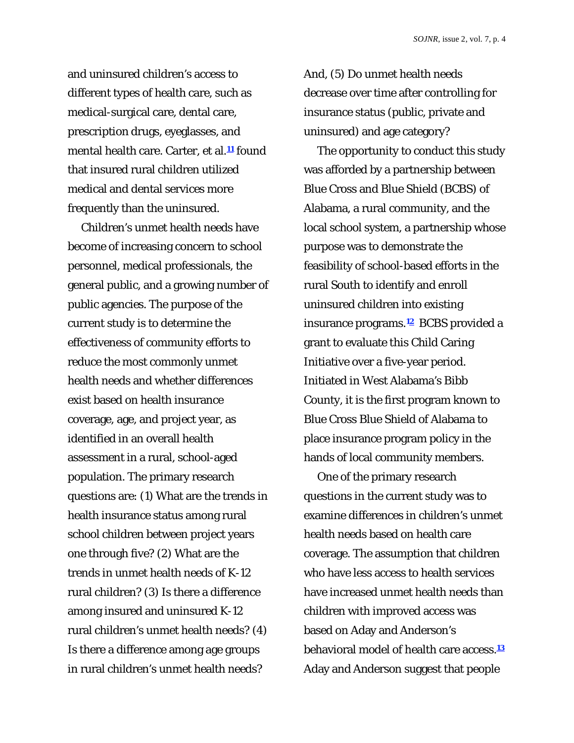and uninsured children's access to different types of health care, such as medical-surgical care, dental care, prescription drugs, eyeglasses, and mental health care. Carter, et al.[11] found that insured rural children utilized medical and dental services more frequently than the uninsured.

Children's unmet health needs have become of increasing concern to school personnel, medical professionals, the general public, and a growing number of public agencies. The purpose of the current study is to determine the effectiveness of community efforts to reduce the most commonly unmet health needs and whether differences exist based on health insurance coverage, age, and project year, as identified in an overall health assessment in a rural, school-aged population. The primary research questions are: (1) What are the trends in health insurance status among rural school children between project years one through five? (2) What are the trends in unmet health needs of K-12 rural children? (3) Is there a difference among insured and uninsured K-12 rural children's unmet health needs? (4) Is there a difference among age groups in rural children's unmet health needs? And, (5) Do unmet health needs decrease over time after controlling for insurance status (public, private and uninsured) and age category?

The opportunity to conduct this study was afforded by a partnership between Blue Cross and Blue Shield (BCBS) of Alabama, a rural community, and the local school system, a partnership whose purpose was to demonstrate the feasibility of school-based efforts in the rural South to identify and enroll uninsured children into existing insurance programs.[12] BCBS provided a grant to evaluate this Child Caring Initiative over a five-year period. Initiated in West Alabama's Bibb County, it is the first program known to Blue Cross Blue Shield of Alabama to place insurance program policy in the hands of local community members.

One of the primary research questions in the current study was to examine differences in children's unmet health needs based on health care coverage. The assumption that children who have less access to health services have increased unmet health needs than children with improved access was based on Aday and Anderson's behavioral model of health care access.[13] Aday and Anderson suggest that people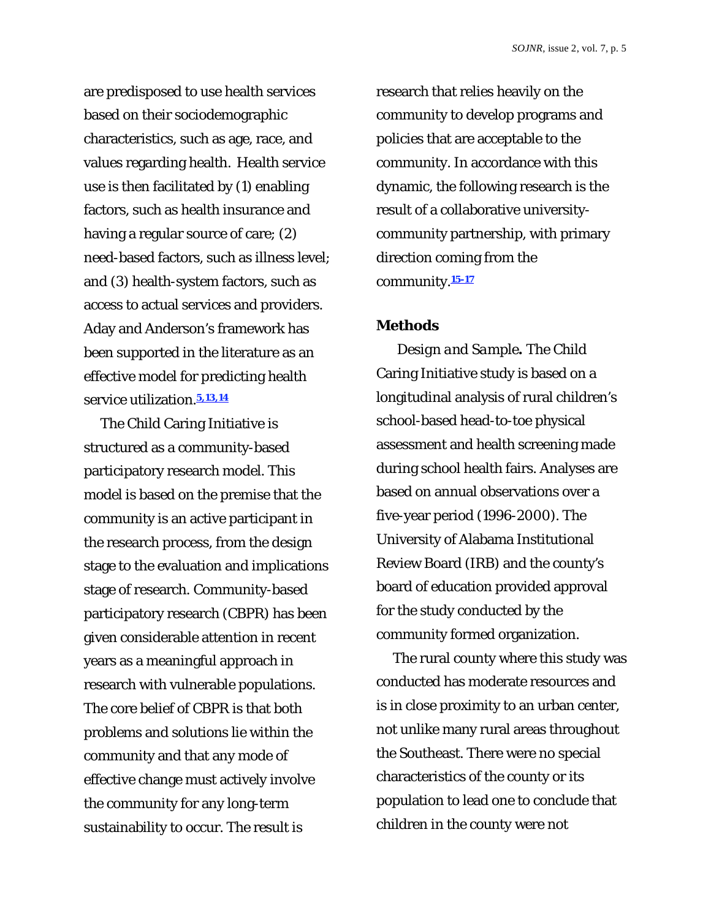are predisposed to use health services based on their sociodemographic characteristics, such as age, race, and values regarding health. Health service use is then facilitated by (1) enabling factors, such as health insurance and having a regular source of care; (2) need-based factors, such as illness level; and (3) health-system factors, such as access to actual services and providers. Aday and Anderson's framework has been supported in the literature as an effective model for predicting health service utilization.[5,13,14]

The Child Caring Initiative is structured as a community-based participatory research model. This model is based on the premise that the community is an active participant in the research process, from the design stage to the evaluation and implications stage of research. Community-based participatory research (CBPR) has been given considerable attention in recent years as a meaningful approach in research with vulnerable populations. The core belief of CBPR is that both problems and solutions lie within the community and that any mode of effective change must actively involve the community for any long-term sustainability to occur. The result is research that relies heavily on the community to develop programs and policies that are acceptable to the community. In accordance with this dynamic, the following research is the result of a collaborative university-community partnership, with primary direction coming from the community.[15-17]

## Methods

*Design and Sample***.** The Child Caring Initiative study is based on a longitudinal analysis of rural children's school-based head-to-toe physical assessment and health screening made during school health fairs. Analyses are based on annual observations over a five-year period (1996-2000). The University of Alabama Institutional Review Board (IRB) and the county's board of education provided approval for the study conducted by the community formed organization.

The rural county where this study was conducted has moderate resources and is in close proximity to an urban center, not unlike many rural areas throughout the Southeast. There were no special characteristics of the county or its population to lead one to conclude that children in the county were not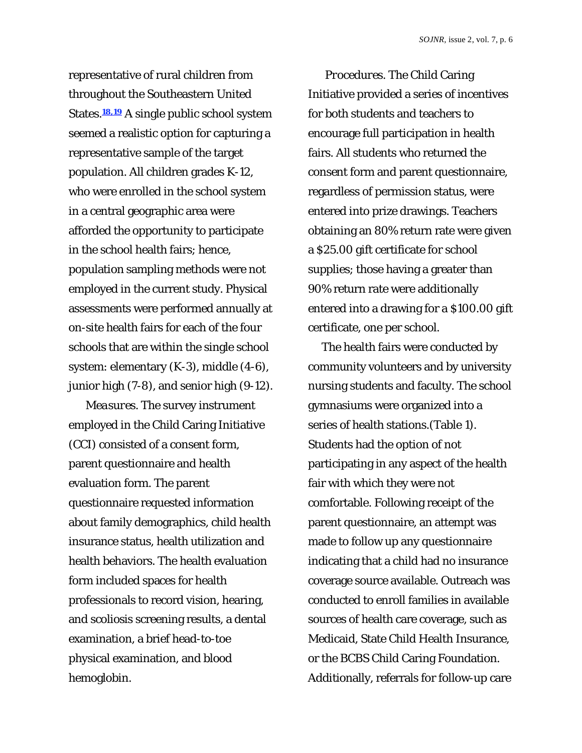representative of rural children from throughout the Southeastern United States.[18,19] A single public school system seemed a realistic option for capturing a representative sample of the target population. All children grades K-12, who were enrolled in the school system in a central geographic area were afforded the opportunity to participate in the school health fairs; hence, population sampling methods were not employed in the current study. Physical assessments were performed annually at on-site health fairs for each of the four schools that are within the single school system: elementary (K-3), middle (4-6), junior high (7-8), and senior high (9-12).

*Measures*. The survey instrument employed in the Child Caring Initiative (CCI) consisted of a consent form, parent questionnaire and health evaluation form. The parent questionnaire requested information about family demographics, child health insurance status, health utilization and health behaviors. The health evaluation form included spaces for health professionals to record vision, hearing, and scoliosis screening results, a dental examination, a brief head-to-toe physical examination, and blood hemoglobin.

*Procedures*. The Child Caring Initiative provided a series of incentives for both students and teachers to encourage full participation in health fairs. All students who returned the consent form and parent questionnaire, regardless of permission status, were entered into prize drawings. Teachers obtaining an 80% return rate were given a $25.00 gift certificate for school supplies; those having a greater than 90% return rate were additionally entered into a drawing for a $100.00 gift certificate, one per school.

The health fairs were conducted by community volunteers and by university nursing students and faculty. The school gymnasiums were organized into a series of health stations.(Table 1). Students had the option of not participating in any aspect of the health fair with which they were not comfortable. Following receipt of the parent questionnaire, an attempt was made to follow up any questionnaire indicating that a child had no insurance coverage source available. Outreach was conducted to enroll families in available sources of health care coverage, such as Medicaid, State Child Health Insurance, or the BCBS Child Caring Foundation. Additionally, referrals for follow-up care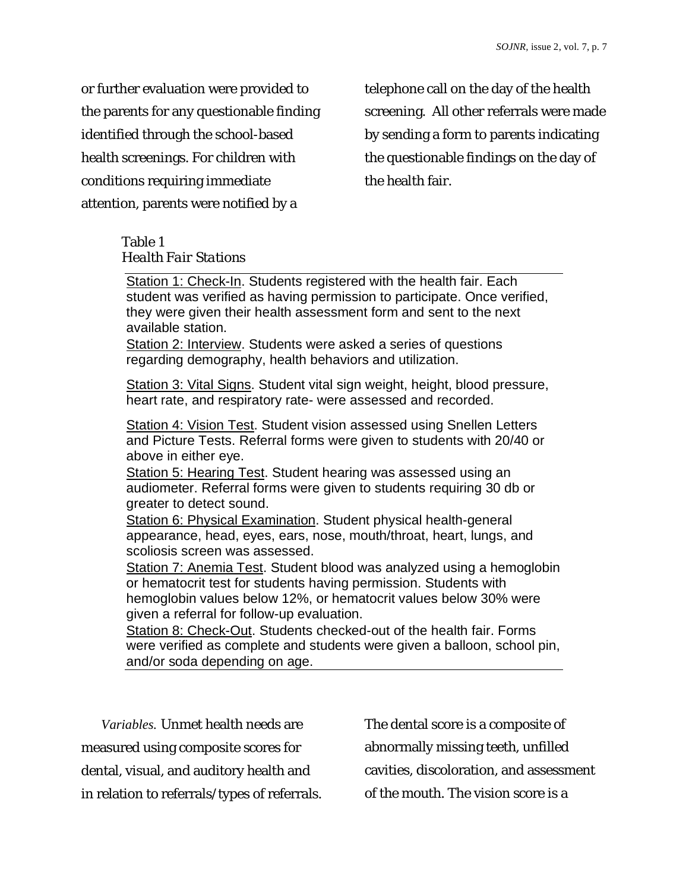or further evaluation were provided to the parents for any questionable finding identified through the school-based health screenings. For children with conditions requiring immediate attention, parents were notified by a telephone call on the day of the health screening. All other referrals were made by sending a form to parents indicating the questionable findings on the day of the health fair.

Table 1
*Health Fair Stations*

Station 1: Check-In. Students registered with the health fair. Each student was verified as having permission to participate. Once verified, they were given their health assessment form and sent to the next available station.

Station 2: Interview. Students were asked a series of questions regarding demography, health behaviors and utilization.

Station 3: Vital Signs. Student vital sign weight, height, blood pressure, heart rate, and respiratory rate- were assessed and recorded.

Station 4: Vision Test. Student vision assessed using Snellen Letters and Picture Tests. Referral forms were given to students with 20/40 or above in either eye.

Station 5: Hearing Test. Student hearing was assessed using an audiometer. Referral forms were given to students requiring 30 db or greater to detect sound.

Station 6: Physical Examination. Student physical health-general appearance, head, eyes, ears, nose, mouth/throat, heart, lungs, and scoliosis screen was assessed.

Station 7: Anemia Test. Student blood was analyzed using a hemoglobin or hematocrit test for students having permission. Students with hemoglobin values below 12%, or hematocrit values below 30% were given a referral for follow-up evaluation.

Station 8: Check-Out. Students checked-out of the health fair. Forms were verified as complete and students were given a balloon, school pin, and/or soda depending on age.

*Variables.* Unmet health needs are measured using composite scores for dental, visual, and auditory health and in relation to referrals/types of referrals. The dental score is a composite of abnormally missing teeth, unfilled cavities, discoloration, and assessment of the mouth. The vision score is a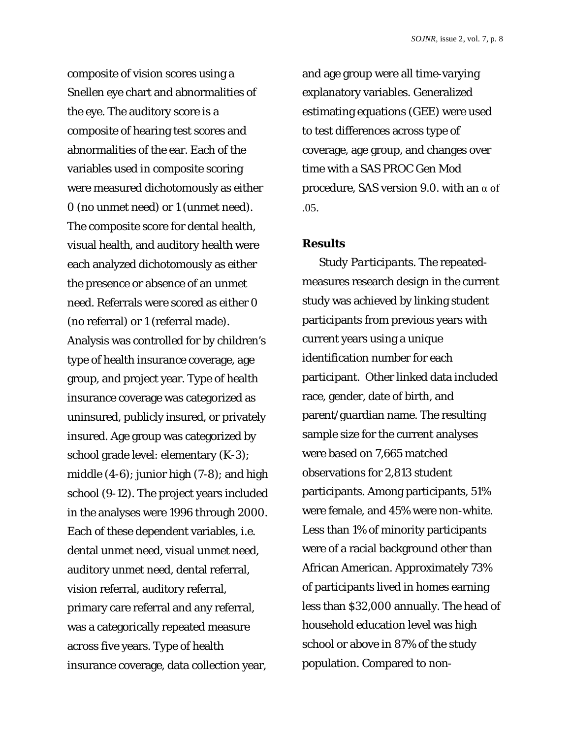composite of vision scores using a Snellen eye chart and abnormalities of the eye. The auditory score is a composite of hearing test scores and abnormalities of the ear. Each of the variables used in composite scoring were measured dichotomously as either 0 (no unmet need) or 1 (unmet need). The composite score for dental health, visual health, and auditory health were each analyzed dichotomously as either the presence or absence of an unmet need. Referrals were scored as either 0 (no referral) or 1 (referral made). Analysis was controlled for by children's type of health insurance coverage, age group, and project year. Type of health insurance coverage was categorized as uninsured, publicly insured, or privately insured. Age group was categorized by school grade level: elementary (K-3); middle (4-6); junior high (7-8); and high school (9-12). The project years included in the analyses were 1996 through 2000. Each of these dependent variables, i.e. dental unmet need, visual unmet need, auditory unmet need, dental referral, vision referral, auditory referral, primary care referral and any referral, was a categorically repeated measure across five years. Type of health insurance coverage, data collection year, and age group were all time-varying explanatory variables. Generalized estimating equations (GEE) were used to test differences across type of coverage, age group, and changes over time with a SAS PROC Gen Mod procedure, SAS version 9.0. with an $\alpha$ of .05.

## Results

*Study Participants*. The repeated-measures research design in the current study was achieved by linking student participants from previous years with current years using a unique identification number for each participant. Other linked data included race, gender, date of birth, and parent/guardian name. The resulting sample size for the current analyses were based on 7,665 matched observations for 2,813 student participants. Among participants, 51% were female, and 45% were non-white. Less than 1% of minority participants were of a racial background other than African American. Approximately 73% of participants lived in homes earning less than $32,000 annually. The head of household education level was high school or above in 87% of the study population. Compared to non-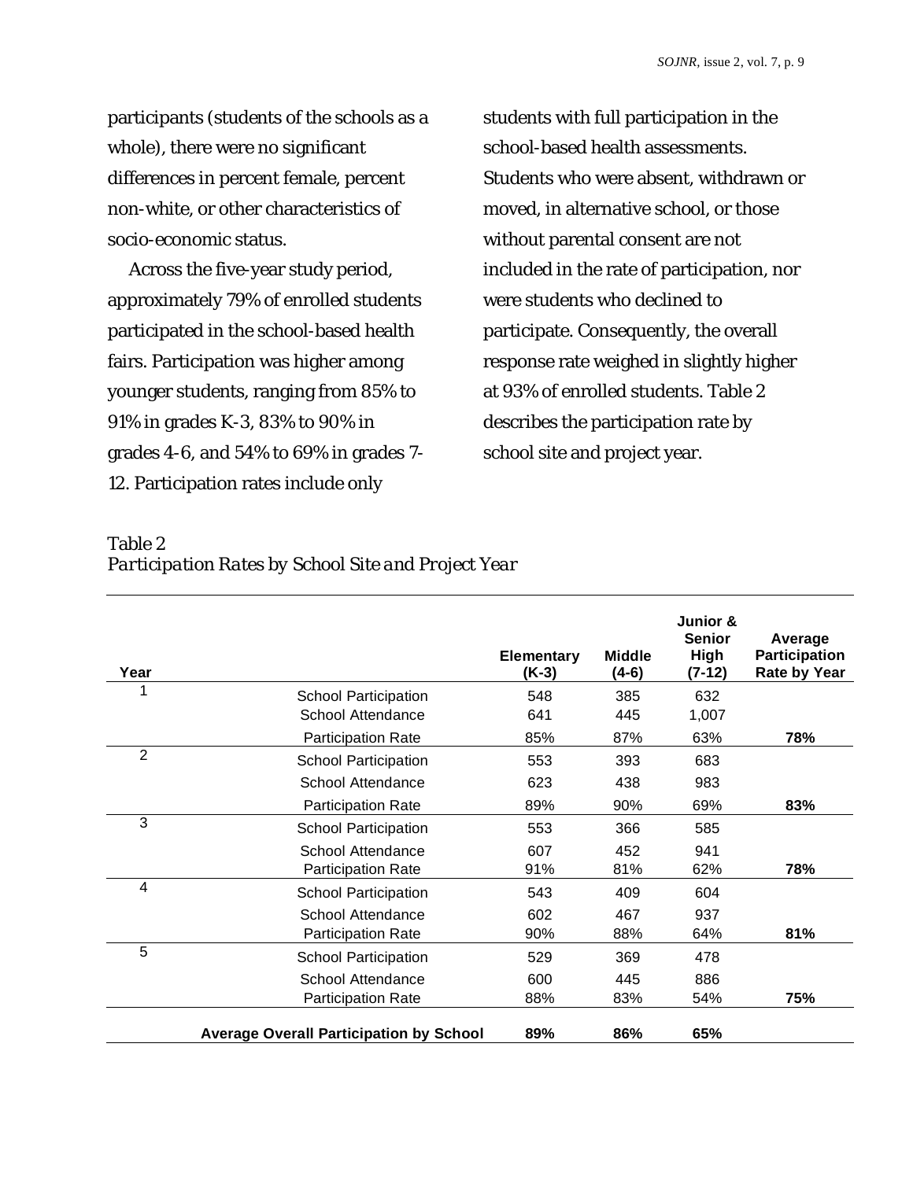participants (students of the schools as a whole), there were no significant differences in percent female, percent non-white, or other characteristics of socio-economic status.

Across the five-year study period, approximately 79% of enrolled students participated in the school-based health fairs. Participation was higher among younger students, ranging from 85% to 91% in grades K-3, 83% to 90% in grades 4-6, and 54% to 69% in grades 7-12. Participation rates include only students with full participation in the school-based health assessments. Students who were absent, withdrawn or moved, in alternative school, or those without parental consent are not included in the rate of participation, nor were students who declined to participate. Consequently, the overall response rate weighed in slightly higher at 93% of enrolled students. Table 2 describes the participation rate by school site and project year.

Table 2
*Participation Rates by School Site and Project Year*

| Year | | Elementary (K-3) | Middle (4-6) | Junior & Senior High (7-12) | Average Participation Rate by Year |
|---|---|---|---|---|---|
| 1 | School Participation | 548 | 385 | 632 | |
| | School Attendance | 641 | 445 | 1,007 | |
| | Participation Rate | 85% | 87% | 63% | **78%** |
| 2 | School Participation | 553 | 393 | 683 | |
| | School Attendance | 623 | 438 | 983 | |
| | Participation Rate | 89% | 90% | 69% | **83%** |
| 3 | School Participation | 553 | 366 | 585 | |
| | School Attendance | 607 | 452 | 941 | |
| | Participation Rate | 91% | 81% | 62% | **78%** |
| 4 | School Participation | 543 | 409 | 604 | |
| | School Attendance | 602 | 467 | 937 | |
| | Participation Rate | 90% | 88% | 64% | **81%** |
| 5 | School Participation | 529 | 369 | 478 | |
| | School Attendance | 600 | 445 | 886 | |
| | Participation Rate | 88% | 83% | 54% | **75%** |
| | **Average Overall Participation by School** | **89%** | **86%** | **65%** | |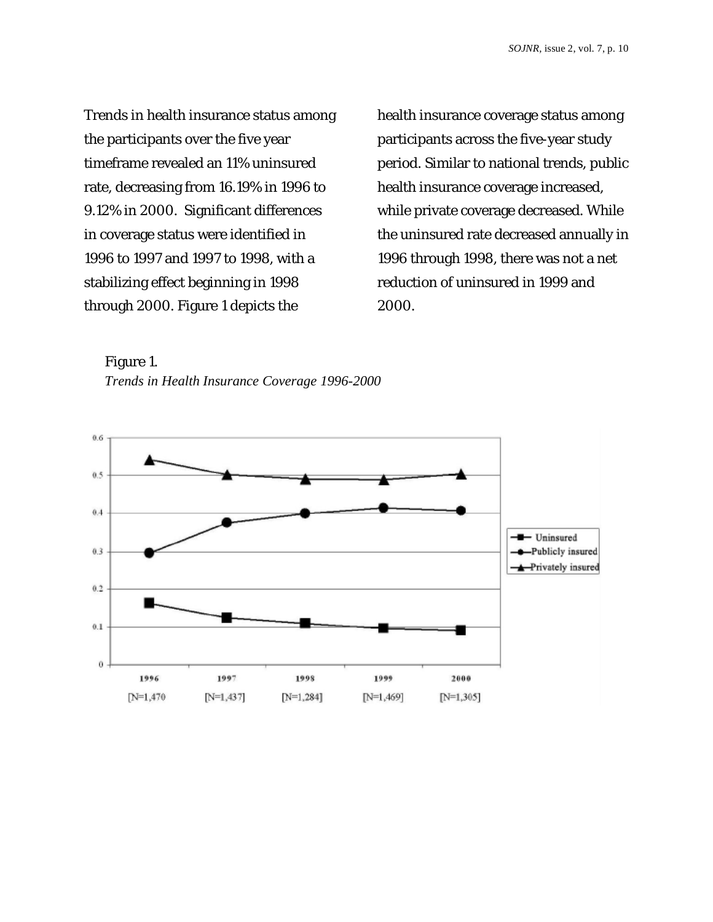Trends in health insurance status among the participants over the five year timeframe revealed an 11% uninsured rate, decreasing from 16.19% in 1996 to 9.12% in 2000. Significant differences in coverage status were identified in 1996 to 1997 and 1997 to 1998, with a stabilizing effect beginning in 1998 through 2000. Figure 1 depicts the health insurance coverage status among participants across the five-year study period. Similar to national trends, public health insurance coverage increased, while private coverage decreased. While the uninsured rate decreased annually in 1996 through 1998, there was not a net reduction of uninsured in 1999 and 2000.

Figure 1.
*Trends in Health Insurance Coverage 1996-2000*

0.6
0.5
0.4
0.3
0.2
0.1
0

1996 [N=1,470
1997 [N=1,437]
1998 [N=1,284]
1999 [N=1,469]
2000 [N=1,305]

Uninsured
Publicly insured
Privately insured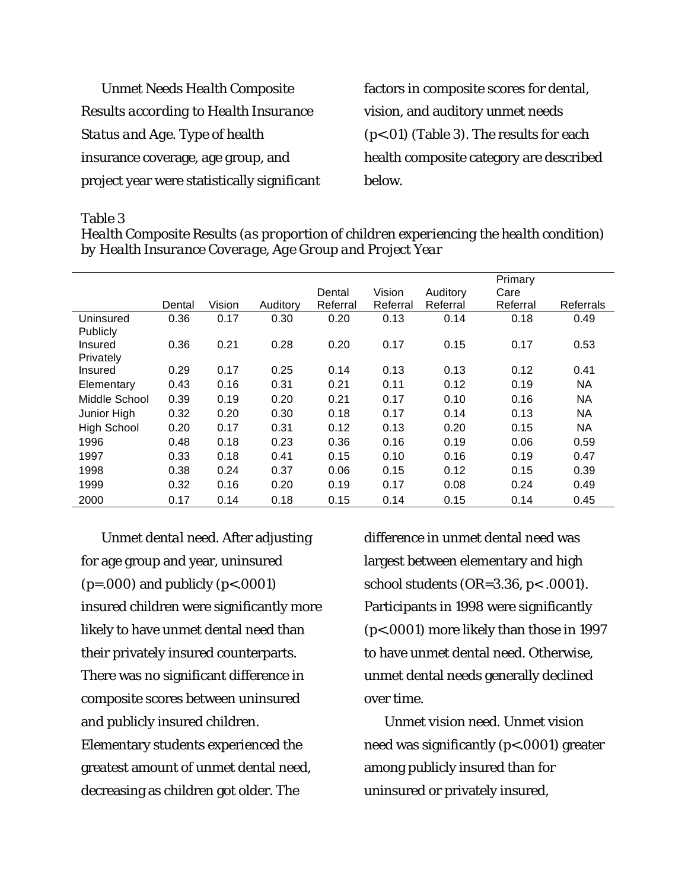*Unmet Needs Health Composite Results according to Health Insurance Status and Age.* Type of health insurance coverage, age group, and project year were statistically significant factors in composite scores for dental, vision, and auditory unmet needs ($p<.01$) (Table 3). The results for each health composite category are described below.

Table 3

*Health Composite Results (as proportion of children experiencing the health condition) by Health Insurance Coverage, Age Group and Project Year*

| | Dental | Vision | Auditory | Dental Referral | Vision Referral | Auditory Referral | Primary Care Referral | Referrals |
|---|---|---|---|---|---|---|---|---|
| Uninsured | 0.36 | 0.17 | 0.30 | 0.20 | 0.13 | 0.14 | 0.18 | 0.49 |
| Publicly Insured | 0.36 | 0.21 | 0.28 | 0.20 | 0.17 | 0.15 | 0.17 | 0.53 |
| Privately Insured | 0.29 | 0.17 | 0.25 | 0.14 | 0.13 | 0.13 | 0.12 | 0.41 |
| Elementary | 0.43 | 0.16 | 0.31 | 0.21 | 0.11 | 0.12 | 0.19 | NA |
| Middle School | 0.39 | 0.19 | 0.20 | 0.21 | 0.17 | 0.10 | 0.16 | NA |
| Junior High | 0.32 | 0.20 | 0.30 | 0.18 | 0.17 | 0.14 | 0.13 | NA |
| High School | 0.20 | 0.17 | 0.31 | 0.12 | 0.13 | 0.20 | 0.15 | NA |
| 1996 | 0.48 | 0.18 | 0.23 | 0.36 | 0.16 | 0.19 | 0.06 | 0.59 |
| 1997 | 0.33 | 0.18 | 0.41 | 0.15 | 0.10 | 0.16 | 0.19 | 0.47 |
| 1998 | 0.38 | 0.24 | 0.37 | 0.06 | 0.15 | 0.12 | 0.15 | 0.39 |
| 1999 | 0.32 | 0.16 | 0.20 | 0.19 | 0.17 | 0.08 | 0.24 | 0.49 |
| 2000 | 0.17 | 0.14 | 0.18 | 0.15 | 0.14 | 0.15 | 0.14 | 0.45 |

*Unmet dental need.* After adjusting for age group and year, uninsured ($p=.000$) and publicly ($p<.0001$) insured children were significantly more likely to have unmet dental need than their privately insured counterparts. There was no significant difference in composite scores between uninsured and publicly insured children. Elementary students experienced the greatest amount of unmet dental need, decreasing as children got older. The difference in unmet dental need was largest between elementary and high school students ($OR=3.36$, $p< .0001$). Participants in 1998 were significantly ($p<.0001$) more likely than those in 1997 to have unmet dental need. Otherwise, unmet dental needs generally declined over time.

*Unmet vision need.* Unmet vision need was significantly ($p<.0001$) greater among publicly insured than for uninsured or privately insured,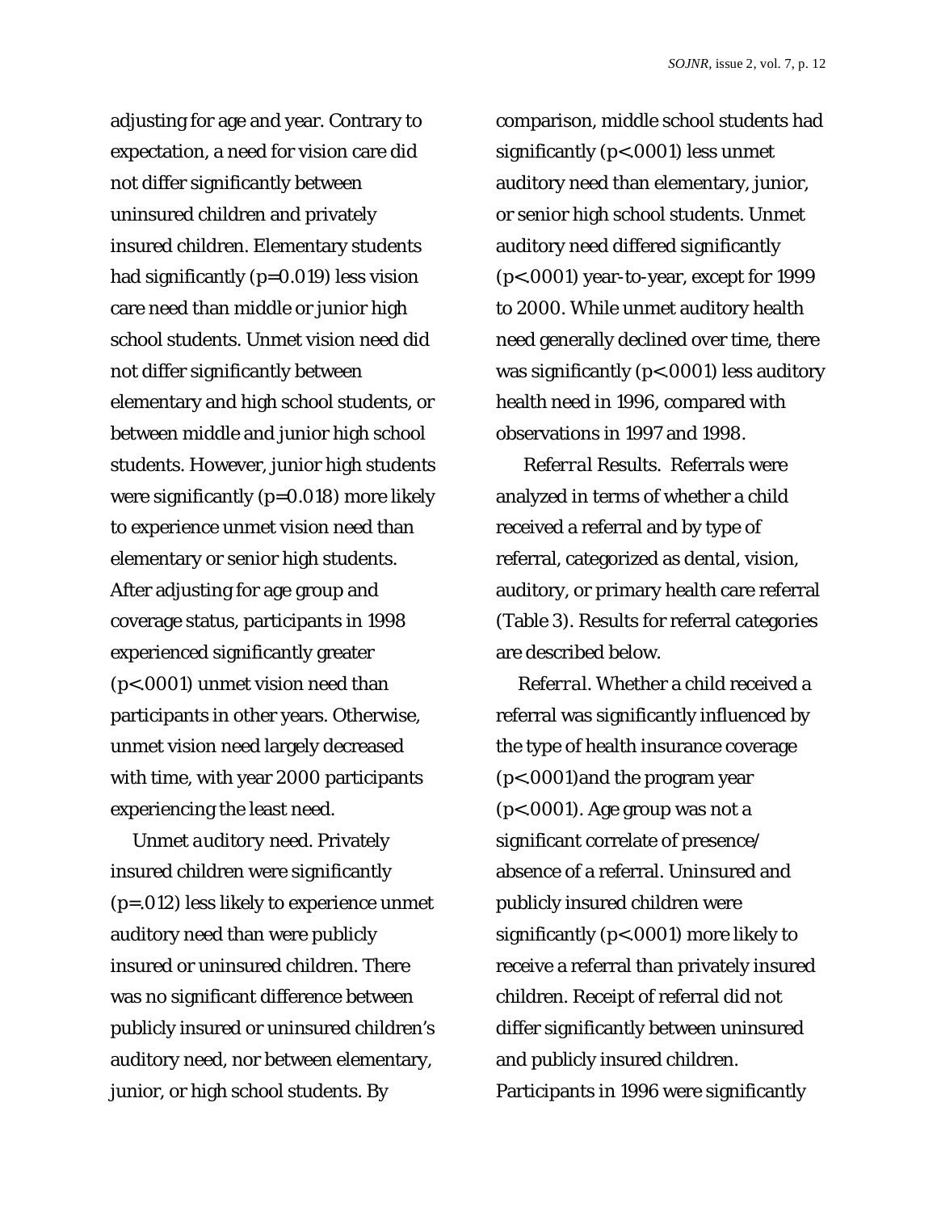adjusting for age and year. Contrary to expectation, a need for vision care did not differ significantly between uninsured children and privately insured children. Elementary students had significantly ($p$=0.019) less vision care need than middle or junior high school students. Unmet vision need did not differ significantly between elementary and high school students, or between middle and junior high school students. However, junior high students were significantly ($p$=0.018) more likely to experience unmet vision need than elementary or senior high students. After adjusting for age group and coverage status, participants in 1998 experienced significantly greater ($p$<.0001) unmet vision need than participants in other years. Otherwise, unmet vision need largely decreased with time, with year 2000 participants experiencing the least need.

*Unmet auditory need.* Privately insured children were significantly ($p$=.012) less likely to experience unmet auditory need than were publicly insured or uninsured children. There was no significant difference between publicly insured or uninsured children's auditory need, nor between elementary, junior, or high school students. By comparison, middle school students had significantly ($p$<.0001) less unmet auditory need than elementary, junior, or senior high school students. Unmet auditory need differed significantly ($p$<.0001) year-to-year, except for 1999 to 2000. While unmet auditory health need generally declined over time, there was significantly ($p$<.0001) less auditory health need in 1996, compared with observations in 1997 and 1998.

*Referral Results.* Referrals were analyzed in terms of whether a child received a referral and by type of referral, categorized as dental, vision, auditory, or primary health care referral (Table 3). Results for referral categories are described below.

*Referral.* Whether a child received a referral was significantly influenced by the type of health insurance coverage ($p$<.0001)and the program year ($p$<.0001). Age group was not a significant correlate of presence/ absence of a referral. Uninsured and publicly insured children were significantly ($p$<.0001) more likely to receive a referral than privately insured children. Receipt of referral did not differ significantly between uninsured and publicly insured children. Participants in 1996 were significantly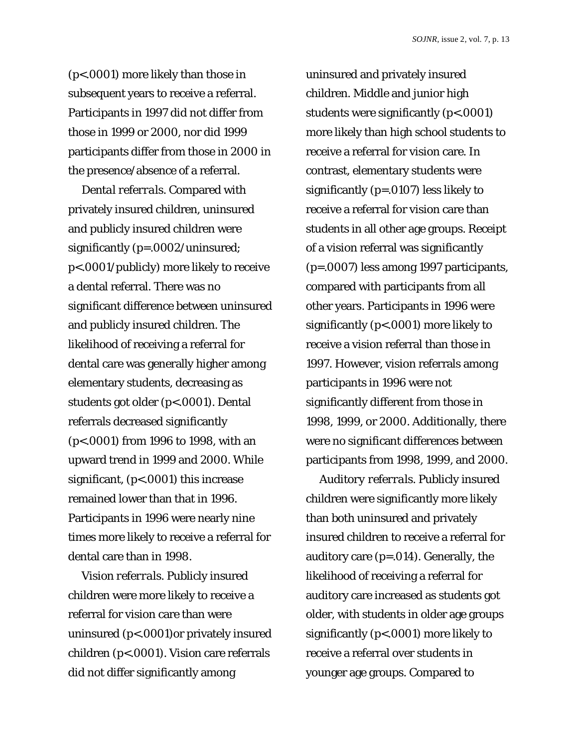($p<.0001$) more likely than those in subsequent years to receive a referral. Participants in 1997 did not differ from those in 1999 or 2000, nor did 1999 participants differ from those in 2000 in the presence/absence of a referral.

*Dental referrals.* Compared with privately insured children, uninsured and publicly insured children were significantly ($p=.0002$/uninsured; $p<.0001$/publicly) more likely to receive a dental referral. There was no significant difference between uninsured and publicly insured children. The likelihood of receiving a referral for dental care was generally higher among elementary students, decreasing as students got older ($p<.0001$). Dental referrals decreased significantly ($p<.0001$) from 1996 to 1998, with an upward trend in 1999 and 2000. While significant, ($p<.0001$) this increase remained lower than that in 1996. Participants in 1996 were nearly nine times more likely to receive a referral for dental care than in 1998.

*Vision referrals.* Publicly insured children were more likely to receive a referral for vision care than were uninsured ($p<.0001$)or privately insured children ($p<.0001$). Vision care referrals did not differ significantly among uninsured and privately insured children. Middle and junior high students were significantly ($p<.0001$) more likely than high school students to receive a referral for vision care. In contrast, elementary students were significantly ($p=.0107$) less likely to receive a referral for vision care than students in all other age groups. Receipt of a vision referral was significantly ($p=.0007$) less among 1997 participants, compared with participants from all other years. Participants in 1996 were significantly ($p<.0001$) more likely to receive a vision referral than those in 1997. However, vision referrals among participants in 1996 were not significantly different from those in 1998, 1999, or 2000. Additionally, there were no significant differences between participants from 1998, 1999, and 2000.

*Auditory referrals.* Publicly insured children were significantly more likely than both uninsured and privately insured children to receive a referral for auditory care ($p=.014$). Generally, the likelihood of receiving a referral for auditory care increased as students got older, with students in older age groups significantly ($p<.0001$) more likely to receive a referral over students in younger age groups. Compared to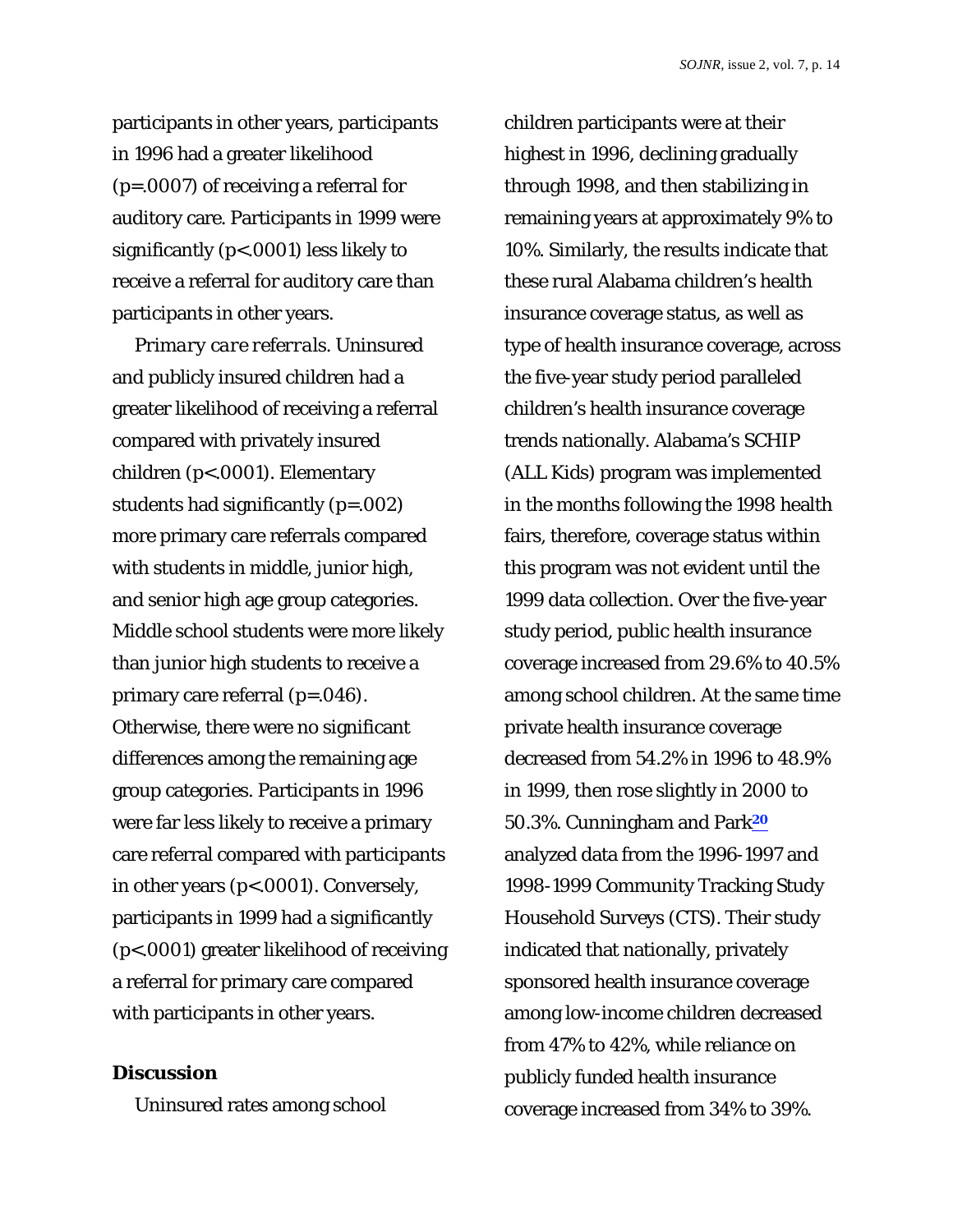participants in other years, participants in 1996 had a greater likelihood ($p=.0007$) of receiving a referral for auditory care. Participants in 1999 were significantly ($p<.0001$) less likely to receive a referral for auditory care than participants in other years.

*Primary care referrals*. Uninsured and publicly insured children had a greater likelihood of receiving a referral compared with privately insured children ($p<.0001$). Elementary students had significantly ($p=.002$) more primary care referrals compared with students in middle, junior high, and senior high age group categories. Middle school students were more likely than junior high students to receive a primary care referral ($p=.046$). Otherwise, there were no significant differences among the remaining age group categories. Participants in 1996 were far less likely to receive a primary care referral compared with participants in other years ($p<.0001$). Conversely, participants in 1999 had a significantly ($p<.0001$) greater likelihood of receiving a referral for primary care compared with participants in other years.

## Discussion

Uninsured rates among school children participants were at their highest in 1996, declining gradually through 1998, and then stabilizing in remaining years at approximately 9% to 10%. Similarly, the results indicate that these rural Alabama children's health insurance coverage status, as well as type of health insurance coverage, across the five-year study period paralleled children's health insurance coverage trends nationally. Alabama's SCHIP (ALL Kids) program was implemented in the months following the 1998 health fairs, therefore, coverage status within this program was not evident until the 1999 data collection. Over the five-year study period, public health insurance coverage increased from 29.6% to 40.5% among school children. At the same time private health insurance coverage decreased from 54.2% in 1996 to 48.9% in 1999, then rose slightly in 2000 to 50.3%. Cunningham and Park[20] analyzed data from the 1996-1997 and 1998-1999 Community Tracking Study Household Surveys (CTS). Their study indicated that nationally, privately sponsored health insurance coverage among low-income children decreased from 47% to 42%, while reliance on publicly funded health insurance coverage increased from 34% to 39%.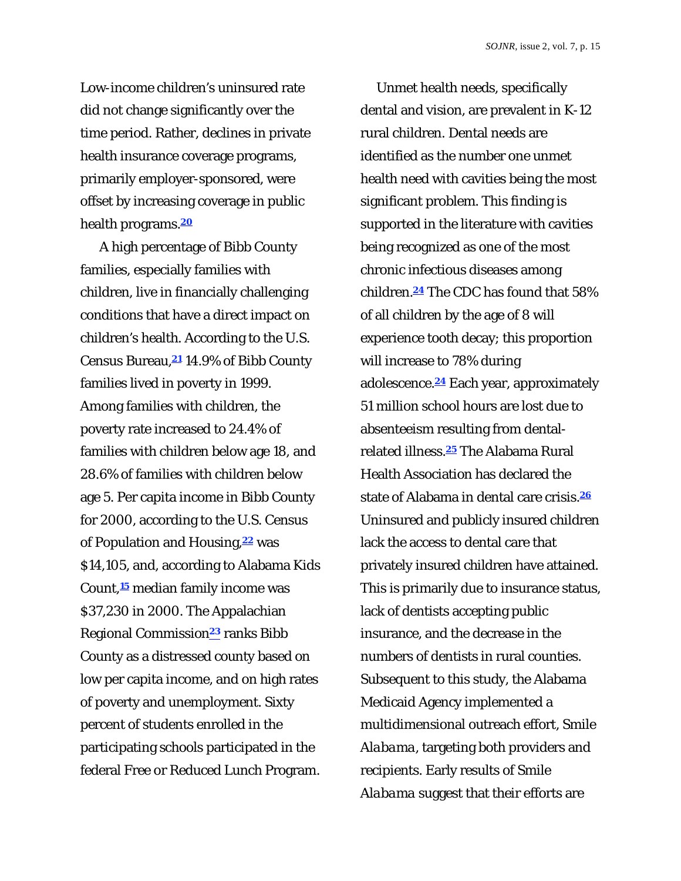Low-income children's uninsured rate did not change significantly over the time period. Rather, declines in private health insurance coverage programs, primarily employer-sponsored, were offset by increasing coverage in public health programs.[20]

A high percentage of Bibb County families, especially families with children, live in financially challenging conditions that have a direct impact on children's health. According to the U.S. Census Bureau,[21] 14.9% of Bibb County families lived in poverty in 1999. Among families with children, the poverty rate increased to 24.4% of families with children below age 18, and 28.6% of families with children below age 5. Per capita income in Bibb County for 2000, according to the U.S. Census of Population and Housing,[22] was $14,105, and, according to Alabama Kids Count,[15] median family income was $37,230 in 2000. The Appalachian Regional Commission[23] ranks Bibb County as a distressed county based on low per capita income, and on high rates of poverty and unemployment. Sixty percent of students enrolled in the participating schools participated in the federal Free or Reduced Lunch Program.

Unmet health needs, specifically dental and vision, are prevalent in K-12 rural children. Dental needs are identified as the number one unmet health need with cavities being the most significant problem. This finding is supported in the literature with cavities being recognized as one of the most chronic infectious diseases among children.[24] The CDC has found that 58% of all children by the age of 8 will experience tooth decay; this proportion will increase to 78% during adolescence.[24] Each year, approximately 51 million school hours are lost due to absenteeism resulting from dental-related illness.[25] The Alabama Rural Health Association has declared the state of Alabama in dental care crisis.[26] Uninsured and publicly insured children lack the access to dental care that privately insured children have attained. This is primarily due to insurance status, lack of dentists accepting public insurance, and the decrease in the numbers of dentists in rural counties. Subsequent to this study, the Alabama Medicaid Agency implemented a multidimensional outreach effort, Smile *Alabama*, targeting both providers and recipients. Early results of Smile *Alabama* suggest that their efforts are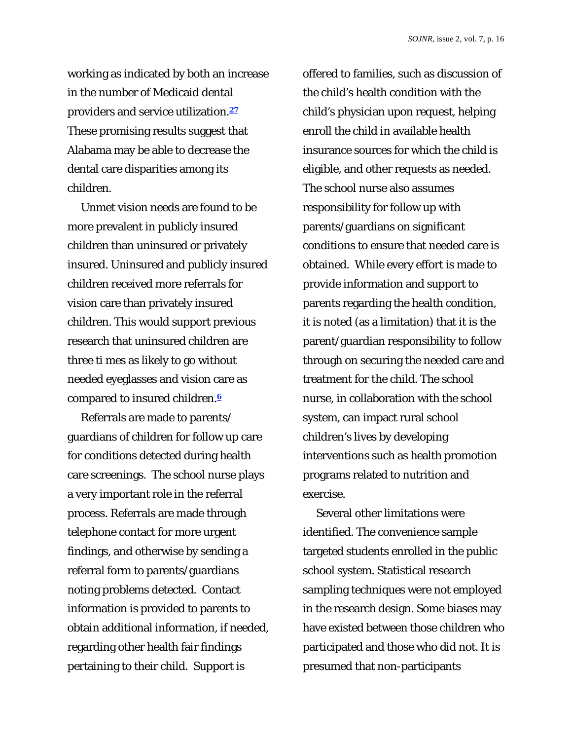working as indicated by both an increase in the number of Medicaid dental providers and service utilization.[27] These promising results suggest that Alabama may be able to decrease the dental care disparities among its children.

Unmet vision needs are found to be more prevalent in publicly insured children than uninsured or privately insured. Uninsured and publicly insured children received more referrals for vision care than privately insured children. This would support previous research that uninsured children are three ti mes as likely to go without needed eyeglasses and vision care as compared to insured children.[6]

Referrals are made to parents/ guardians of children for follow up care for conditions detected during health care screenings. The school nurse plays a very important role in the referral process. Referrals are made through telephone contact for more urgent findings, and otherwise by sending a referral form to parents/guardians noting problems detected. Contact information is provided to parents to obtain additional information, if needed, regarding other health fair findings pertaining to their child. Support is offered to families, such as discussion of the child's health condition with the child's physician upon request, helping enroll the child in available health insurance sources for which the child is eligible, and other requests as needed. The school nurse also assumes responsibility for follow up with parents/guardians on significant conditions to ensure that needed care is obtained. While every effort is made to provide information and support to parents regarding the health condition, it is noted (as a limitation) that it is the parent/guardian responsibility to follow through on securing the needed care and treatment for the child. The school nurse, in collaboration with the school system, can impact rural school children's lives by developing interventions such as health promotion programs related to nutrition and exercise.

Several other limitations were identified. The convenience sample targeted students enrolled in the public school system. Statistical research sampling techniques were not employed in the research design. Some biases may have existed between those children who participated and those who did not. It is presumed that non-participants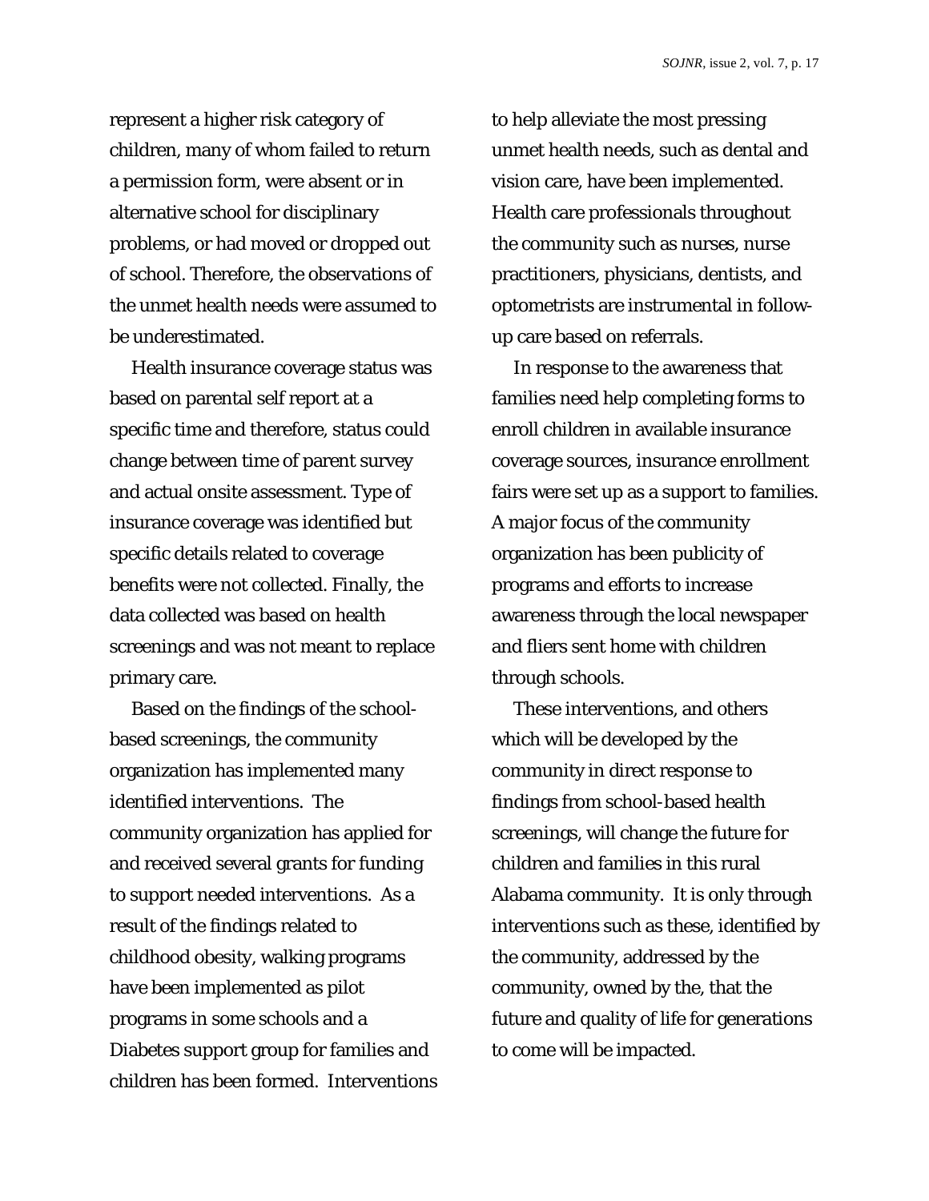represent a higher risk category of children, many of whom failed to return a permission form, were absent or in alternative school for disciplinary problems, or had moved or dropped out of school. Therefore, the observations of the unmet health needs were assumed to be underestimated.

Health insurance coverage status was based on parental self report at a specific time and therefore, status could change between time of parent survey and actual onsite assessment. Type of insurance coverage was identified but specific details related to coverage benefits were not collected. Finally, the data collected was based on health screenings and was not meant to replace primary care.

Based on the findings of the school-based screenings, the community organization has implemented many identified interventions. The community organization has applied for and received several grants for funding to support needed interventions. As a result of the findings related to childhood obesity, walking programs have been implemented as pilot programs in some schools and a Diabetes support group for families and children has been formed. Interventions to help alleviate the most pressing unmet health needs, such as dental and vision care, have been implemented. Health care professionals throughout the community such as nurses, nurse practitioners, physicians, dentists, and optometrists are instrumental in follow-up care based on referrals.

In response to the awareness that families need help completing forms to enroll children in available insurance coverage sources, insurance enrollment fairs were set up as a support to families. A major focus of the community organization has been publicity of programs and efforts to increase awareness through the local newspaper and fliers sent home with children through schools.

These interventions, and others which will be developed by the community in direct response to findings from school-based health screenings, will change the future for children and families in this rural Alabama community. It is only through interventions such as these, identified by the community, addressed by the community, owned by the, that the future and quality of life for generations to come will be impacted.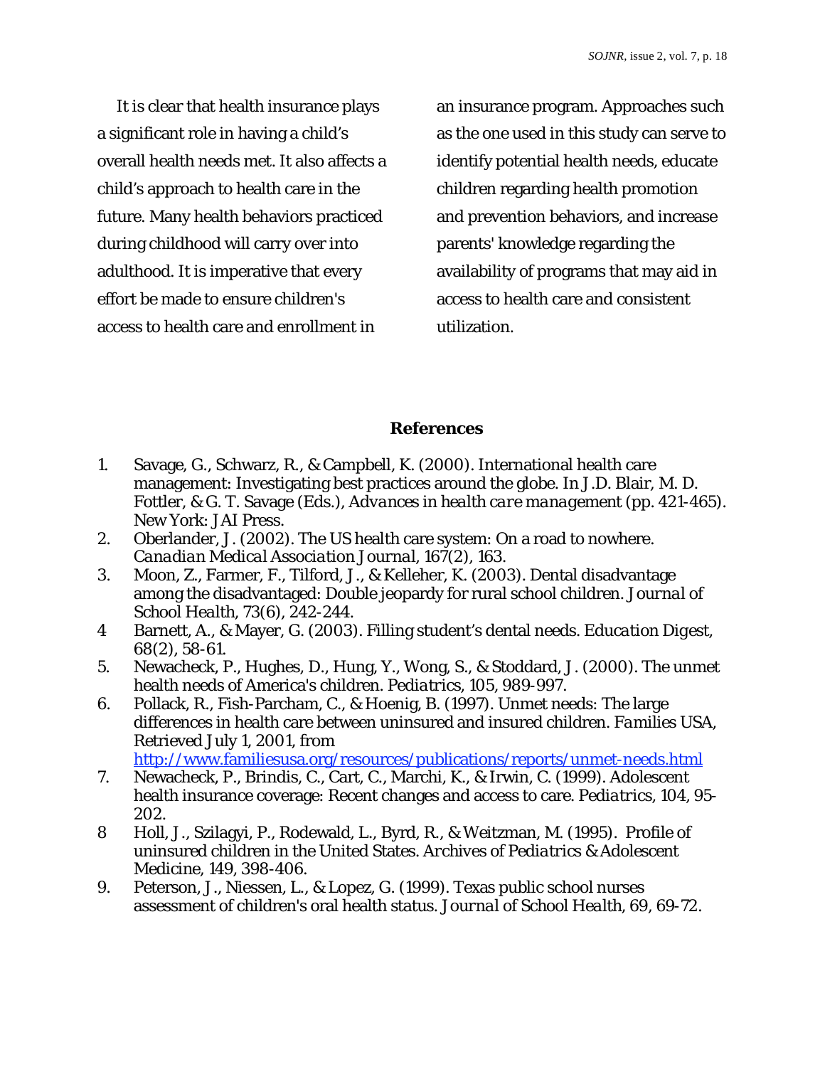It is clear that health insurance plays a significant role in having a child's overall health needs met. It also affects a child's approach to health care in the future. Many health behaviors practiced during childhood will carry over into adulthood. It is imperative that every effort be made to ensure children's access to health care and enrollment in an insurance program. Approaches such as the one used in this study can serve to identify potential health needs, educate children regarding health promotion and prevention behaviors, and increase parents' knowledge regarding the availability of programs that may aid in access to health care and consistent utilization.

## References

1. Savage, G., Schwarz, R., & Campbell, K. (2000). International health care management: Investigating best practices around the globe. In J.D. Blair, M. D. Fottler, & G. T. Savage (Eds.), *Advances in health care management* (pp. 421-465). New York: JAI Press.
2. Oberlander, J. (2002). The US health care system: On a road to nowhere. *Canadian Medical Association Journal*, 167(2), 163.
3. Moon, Z., Farmer, F., Tilford, J., & Kelleher, K. (2003). Dental disadvantage among the disadvantaged: Double jeopardy for rural school children. *Journal of School Health*, 73(6), 242-244.
4. Barnett, A., & Mayer, G. (2003). Filling student's dental needs. *Education Digest*, 68(2), 58-61.
5. Newacheck, P., Hughes, D., Hung, Y., Wong, S., & Stoddard, J. (2000). The unmet health needs of America's children. *Pediatrics*, 105, 989-997.
6. Pollack, R., Fish-Parcham, C., & Hoenig, B. (1997). Unmet needs: The large differences in health care between uninsured and insured children. *Families USA*, Retrieved July 1, 2001, from http://www.familiesusa.org/resources/publications/reports/unmet-needs.html
7. Newacheck, P., Brindis, C., Cart, C., Marchi, K., & Irwin, C. (1999). Adolescent health insurance coverage: Recent changes and access to care. *Pediatrics*, 104, 95-202.
8. Holl, J., Szilagyi, P., Rodewald, L., Byrd, R., & Weitzman, M. (1995). Profile of uninsured children in the United States. *Archives of Pediatrics & Adolescent Medicine*, 149, 398-406.
9. Peterson, J., Niessen, L., & Lopez, G. (1999). Texas public school nurses assessment of children's oral health status. *Journal of School Health*, 69, 69-72.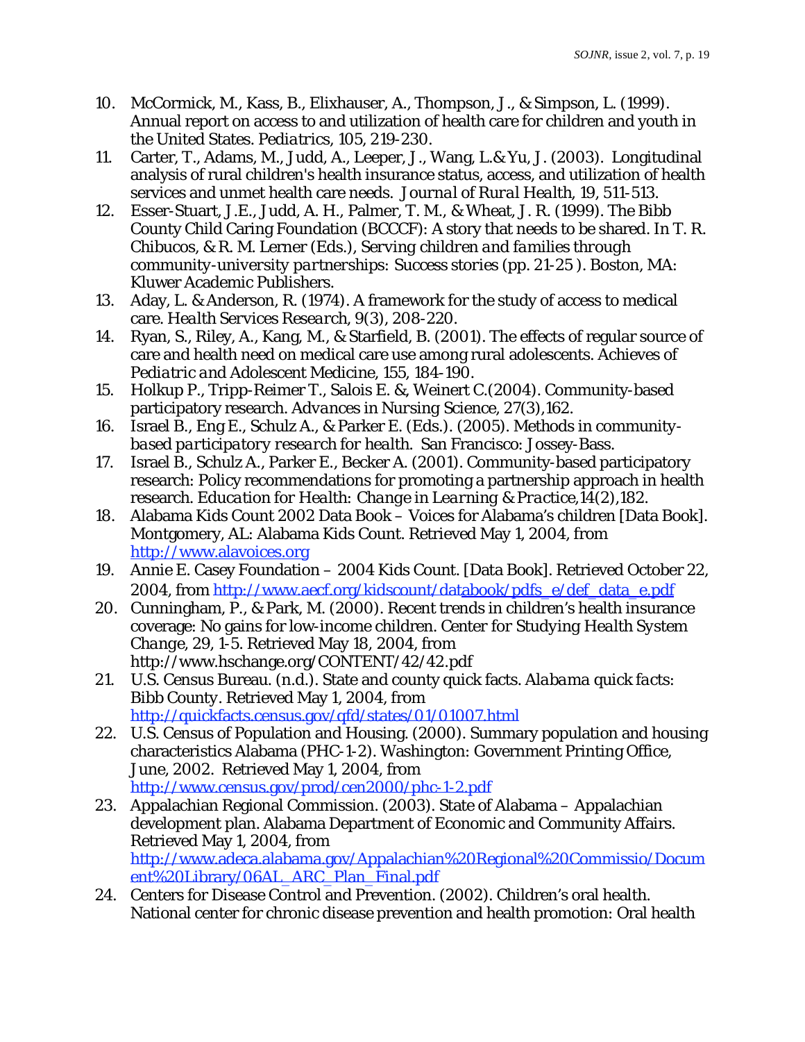10. McCormick, M., Kass, B., Elixhauser, A., Thompson, J., & Simpson, L. (1999). Annual report on access to and utilization of health care for children and youth in the United States. *Pediatrics*, 105, 219-230.
11. Carter, T., Adams, M., Judd, A., Leeper, J., Wang, L.& Yu, J. (2003). Longitudinal analysis of rural children's health insurance status, access, and utilization of health services and unmet health care needs. *Journal of Rural Health*, 19, 511-513.
12. Esser-Stuart, J.E., Judd, A. H., Palmer, T. M., & Wheat, J. R. (1999). The Bibb County Child Caring Foundation (BCCCF): A story that needs to be shared. In T. R. Chibucos, & R. M. Lerner (Eds.), *Serving children and families through community-university partnerships: Success stories* (pp. 21-25 ). Boston, MA: Kluwer Academic Publishers.
13. Aday, L. & Anderson, R. (1974). A framework for the study of access to medical care. *Health Services Research*, 9(3), 208-220.
14. Ryan, S., Riley, A., Kang, M., & Starfield, B. (2001). The effects of regular source of care and health need on medical care use among rural adolescents. Achieves of *Pediatric and Adolescent Medicine*, 155, 184-190.
15. Holkup P., Tripp-Reimer T., Salois E. &, Weinert C.(2004). Community-based participatory research. *Advances in Nursing Science*, 27(3),162.
16. Israel B., Eng E., Schulz A., & Parker E. (Eds.). (2005). Methods in community-*based participatory research for health.* San Francisco: Jossey-Bass.
17. Israel B., Schulz A., Parker E., Becker A. (2001). Community-based participatory research: Policy recommendations for promoting a partnership approach in health research. *Education for Health: Change in Learning & Practice*,14(2),182.
18. Alabama Kids Count 2002 Data Book – Voices for Alabama's children [Data Book]. Montgomery, AL: Alabama Kids Count. Retrieved May 1, 2004, from http://www.alavoices.org
19. Annie E. Casey Foundation – 2004 Kids Count. [Data Book]. Retrieved October 22, 2004, from http://www.aecf.org/kidscount/databook/pdfs_e/def_data_e.pdf
20. Cunningham, P., & Park, M. (2000). Recent trends in children's health insurance coverage: No gains for low-income children. *Center for Studying Health System Change*, 29, 1-5. Retrieved May 18, 2004, from http://www.hschange.org/CONTENT/42/42.pdf
21. U.S. Census Bureau. (n.d.). State and county quick facts. *Alabama quick facts: Bibb County*. Retrieved May 1, 2004, from http://quickfacts.census.gov/qfd/states/01/01007.html
22. U.S. Census of Population and Housing. (2000). Summary population and housing characteristics Alabama (PHC-1-2). Washington: Government Printing Office, June, 2002. Retrieved May 1, 2004, from http://www.census.gov/prod/cen2000/phc-1-2.pdf
23. Appalachian Regional Commission. (2003). State of Alabama – Appalachian development plan. Alabama Department of Economic and Community Affairs. Retrieved May 1, 2004, from http://www.adeca.alabama.gov/Appalachian%20Regional%20Commissio/Document%20Library/06AL_ARC_Plan_Final.pdf
24. Centers for Disease Control and Prevention. (2002). Children's oral health. National center for chronic disease prevention and health promotion: Oral health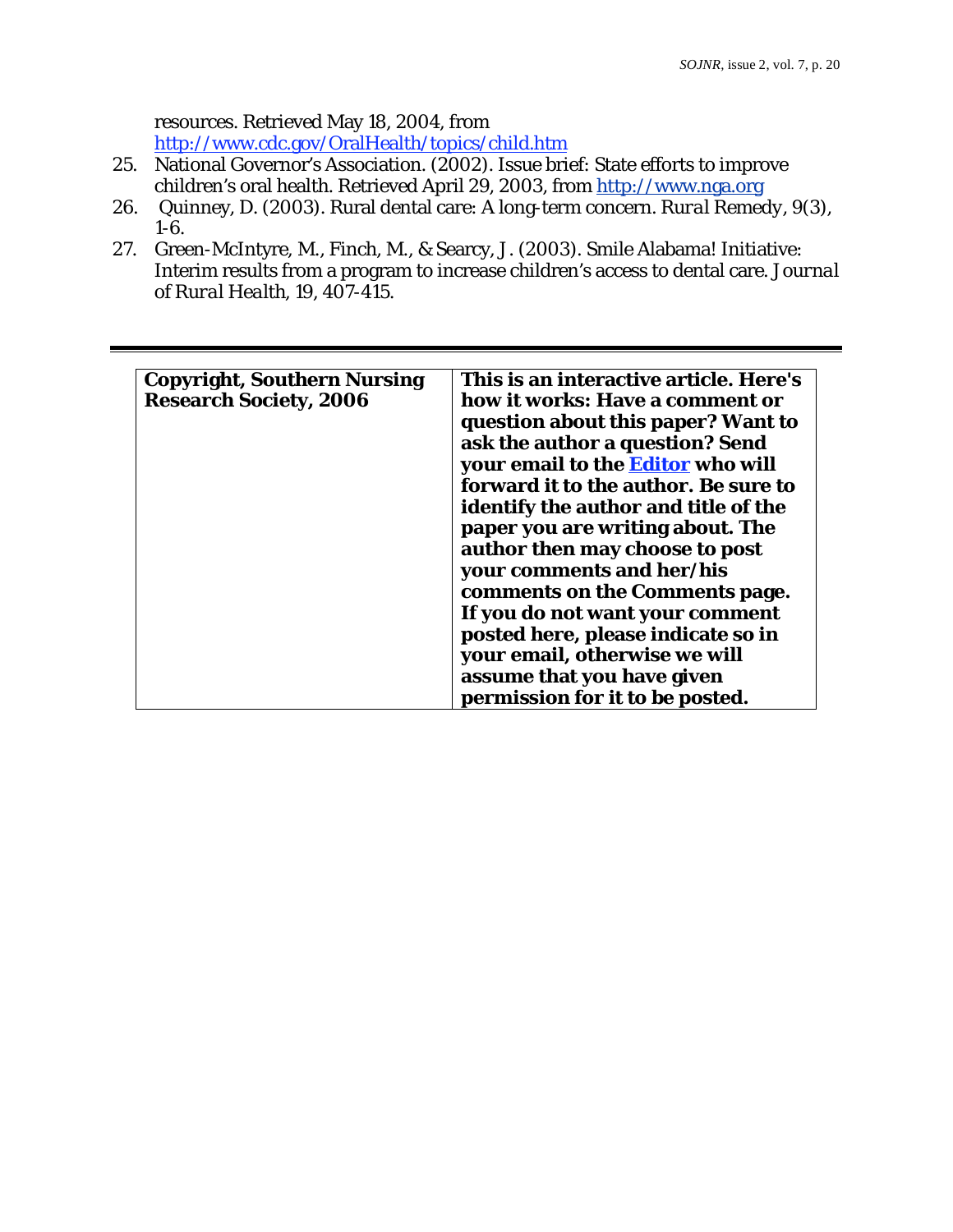resources. Retrieved May 18, 2004, from http://www.cdc.gov/OralHealth/topics/child.htm

25. National Governor's Association. (2002). Issue brief: State efforts to improve children's oral health. Retrieved April 29, 2003, from http://www.nga.org
26. Quinney, D. (2003). Rural dental care: A long-term concern. *Rural Remedy, 9*(3), 1-6.
27. Green-McIntyre, M., Finch, M., & Searcy, J. (2003). Smile Alabama! Initiative: Interim results from a program to increase children's access to dental care. *Journal of Rural Health, 19*, 407-415.

---

| | |
|---|---|
| **Copyright, Southern Nursing Research Society, 2006** | **This is an interactive article. Here's how it works: Have a comment or question about this paper? Want to ask the author a question? Send your email to the Editor who will forward it to the author. Be sure to identify the author and title of the paper you are writing about. The author then may choose to post your comments and her/his comments on the Comments page. If you do not want your comment posted here, please indicate so in your email, otherwise we will assume that you have given permission for it to be posted.** |